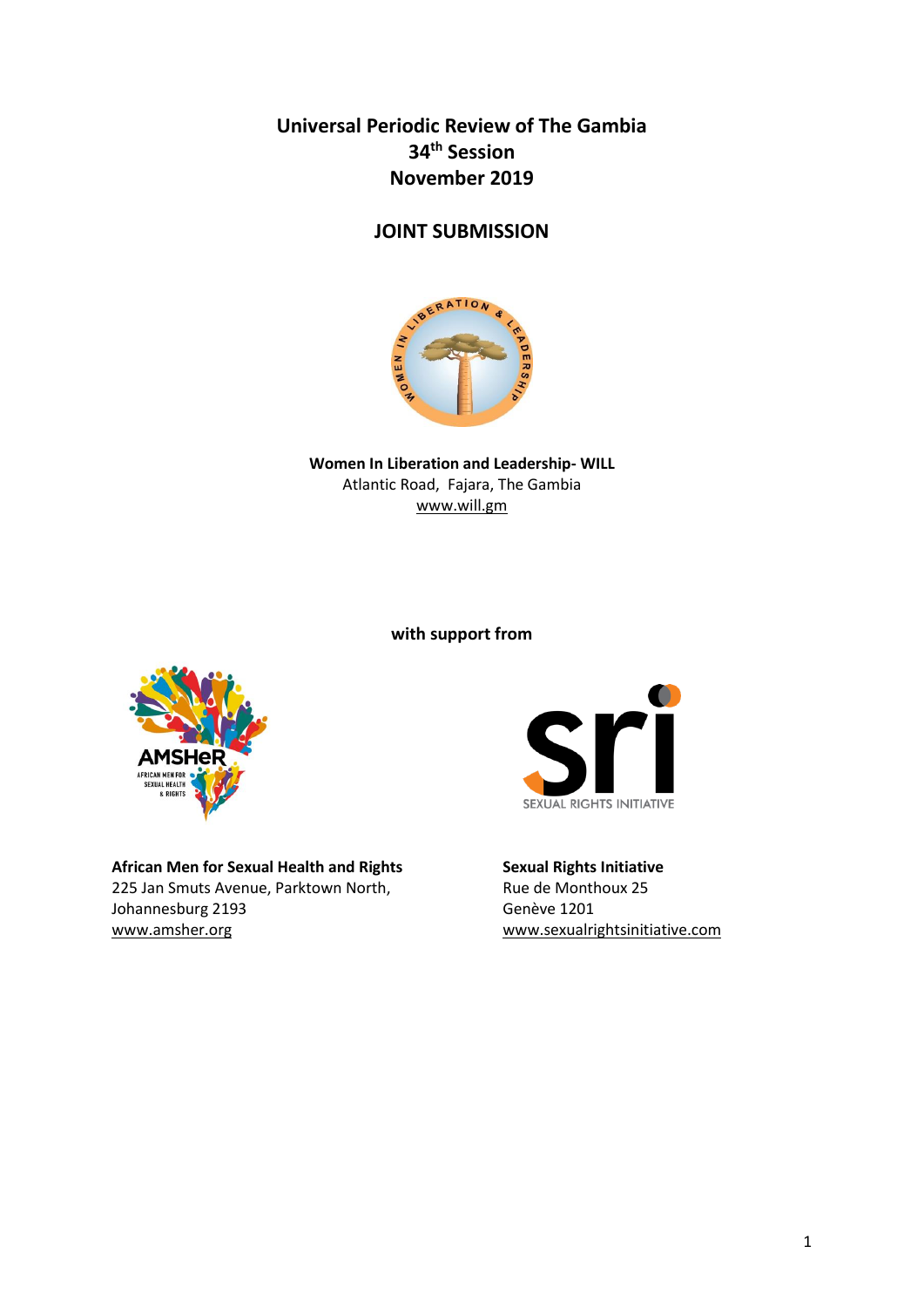# Universal Periodic Review of The Gambia
## 34th Session
## November 2019

## JOINT SUBMISSION

**Women In Liberation and Leadership- WILL**
Atlantic Road, Fajara, The Gambia
www.will.gm

**with support from**

**African Men for Sexual Health and Rights**
225 Jan Smuts Avenue, Parktown North,
Johannesburg 2193
www.amsher.org

**Sexual Rights Initiative**
Rue de Monthoux 25
Genève 1201
www.sexualrightsinitiative.com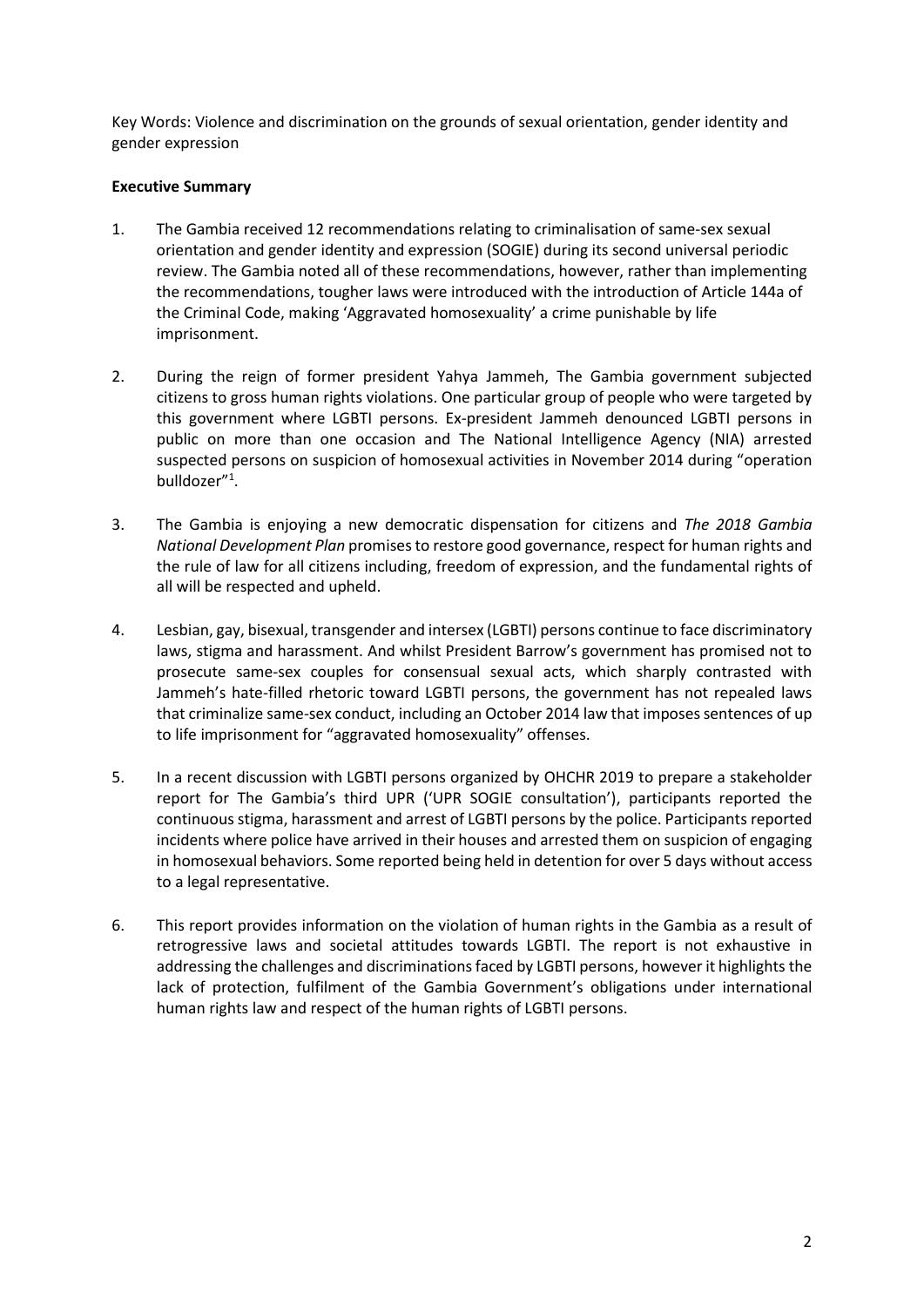Key Words: Violence and discrimination on the grounds of sexual orientation, gender identity and gender expression

**Executive Summary**

1. The Gambia received 12 recommendations relating to criminalisation of same-sex sexual orientation and gender identity and expression (SOGIE) during its second universal periodic review. The Gambia noted all of these recommendations, however, rather than implementing the recommendations, tougher laws were introduced with the introduction of Article 144a of the Criminal Code, making 'Aggravated homosexuality' a crime punishable by life imprisonment.

2. During the reign of former president Yahya Jammeh, The Gambia government subjected citizens to gross human rights violations. One particular group of people who were targeted by this government where LGBTI persons. Ex-president Jammeh denounced LGBTI persons in public on more than one occasion and The National Intelligence Agency (NIA) arrested suspected persons on suspicion of homosexual activities in November 2014 during "operation bulldozer"[1].

3. The Gambia is enjoying a new democratic dispensation for citizens and *The 2018 Gambia National Development Plan* promises to restore good governance, respect for human rights and the rule of law for all citizens including, freedom of expression, and the fundamental rights of all will be respected and upheld.

4. Lesbian, gay, bisexual, transgender and intersex (LGBTI) persons continue to face discriminatory laws, stigma and harassment. And whilst President Barrow's government has promised not to prosecute same-sex couples for consensual sexual acts, which sharply contrasted with Jammeh's hate-filled rhetoric toward LGBTI persons, the government has not repealed laws that criminalize same-sex conduct, including an October 2014 law that imposes sentences of up to life imprisonment for "aggravated homosexuality" offenses.

5. In a recent discussion with LGBTI persons organized by OHCHR 2019 to prepare a stakeholder report for The Gambia's third UPR ('UPR SOGIE consultation'), participants reported the continuous stigma, harassment and arrest of LGBTI persons by the police. Participants reported incidents where police have arrived in their houses and arrested them on suspicion of engaging in homosexual behaviors. Some reported being held in detention for over 5 days without access to a legal representative.

6. This report provides information on the violation of human rights in the Gambia as a result of retrogressive laws and societal attitudes towards LGBTI. The report is not exhaustive in addressing the challenges and discriminations faced by LGBTI persons, however it highlights the lack of protection, fulfilment of the Gambia Government's obligations under international human rights law and respect of the human rights of LGBTI persons.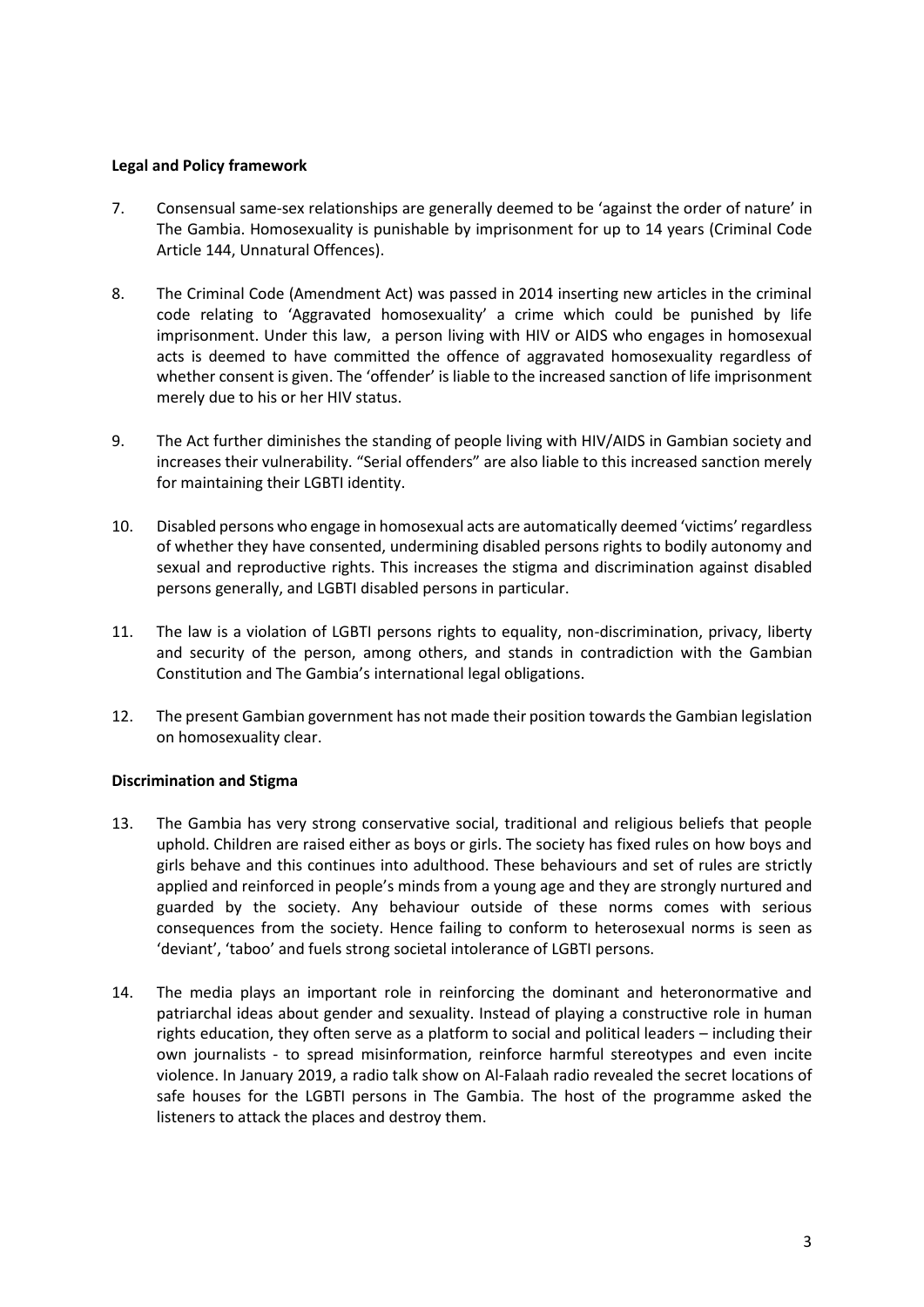**Legal and Policy framework**

7. Consensual same-sex relationships are generally deemed to be 'against the order of nature' in The Gambia. Homosexuality is punishable by imprisonment for up to 14 years (Criminal Code Article 144, Unnatural Offences).

8. The Criminal Code (Amendment Act) was passed in 2014 inserting new articles in the criminal code relating to 'Aggravated homosexuality' a crime which could be punished by life imprisonment. Under this law, a person living with HIV or AIDS who engages in homosexual acts is deemed to have committed the offence of aggravated homosexuality regardless of whether consent is given. The 'offender' is liable to the increased sanction of life imprisonment merely due to his or her HIV status.

9. The Act further diminishes the standing of people living with HIV/AIDS in Gambian society and increases their vulnerability. "Serial offenders" are also liable to this increased sanction merely for maintaining their LGBTI identity.

10. Disabled persons who engage in homosexual acts are automatically deemed 'victims' regardless of whether they have consented, undermining disabled persons rights to bodily autonomy and sexual and reproductive rights. This increases the stigma and discrimination against disabled persons generally, and LGBTI disabled persons in particular.

11. The law is a violation of LGBTI persons rights to equality, non-discrimination, privacy, liberty and security of the person, among others, and stands in contradiction with the Gambian Constitution and The Gambia's international legal obligations.

12. The present Gambian government has not made their position towards the Gambian legislation on homosexuality clear.

**Discrimination and Stigma**

13. The Gambia has very strong conservative social, traditional and religious beliefs that people uphold. Children are raised either as boys or girls. The society has fixed rules on how boys and girls behave and this continues into adulthood. These behaviours and set of rules are strictly applied and reinforced in people's minds from a young age and they are strongly nurtured and guarded by the society. Any behaviour outside of these norms comes with serious consequences from the society. Hence failing to conform to heterosexual norms is seen as 'deviant', 'taboo' and fuels strong societal intolerance of LGBTI persons.

14. The media plays an important role in reinforcing the dominant and heteronormative and patriarchal ideas about gender and sexuality. Instead of playing a constructive role in human rights education, they often serve as a platform to social and political leaders – including their own journalists - to spread misinformation, reinforce harmful stereotypes and even incite violence. In January 2019, a radio talk show on Al-Falaah radio revealed the secret locations of safe houses for the LGBTI persons in The Gambia. The host of the programme asked the listeners to attack the places and destroy them.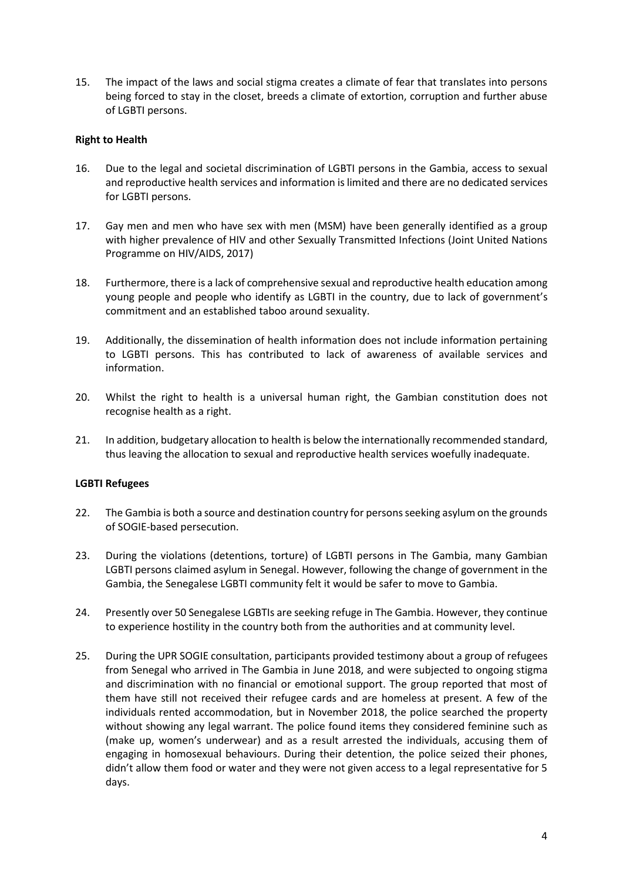15. The impact of the laws and social stigma creates a climate of fear that translates into persons being forced to stay in the closet, breeds a climate of extortion, corruption and further abuse of LGBTI persons.

**Right to Health**

16. Due to the legal and societal discrimination of LGBTI persons in the Gambia, access to sexual and reproductive health services and information is limited and there are no dedicated services for LGBTI persons.

17. Gay men and men who have sex with men (MSM) have been generally identified as a group with higher prevalence of HIV and other Sexually Transmitted Infections (Joint United Nations Programme on HIV/AIDS, 2017)

18. Furthermore, there is a lack of comprehensive sexual and reproductive health education among young people and people who identify as LGBTI in the country, due to lack of government's commitment and an established taboo around sexuality.

19. Additionally, the dissemination of health information does not include information pertaining to LGBTI persons. This has contributed to lack of awareness of available services and information.

20. Whilst the right to health is a universal human right, the Gambian constitution does not recognise health as a right.

21. In addition, budgetary allocation to health is below the internationally recommended standard, thus leaving the allocation to sexual and reproductive health services woefully inadequate.

**LGBTI Refugees**

22. The Gambia is both a source and destination country for persons seeking asylum on the grounds of SOGIE-based persecution.

23. During the violations (detentions, torture) of LGBTI persons in The Gambia, many Gambian LGBTI persons claimed asylum in Senegal. However, following the change of government in the Gambia, the Senegalese LGBTI community felt it would be safer to move to Gambia.

24. Presently over 50 Senegalese LGBTIs are seeking refuge in The Gambia. However, they continue to experience hostility in the country both from the authorities and at community level.

25. During the UPR SOGIE consultation, participants provided testimony about a group of refugees from Senegal who arrived in The Gambia in June 2018, and were subjected to ongoing stigma and discrimination with no financial or emotional support. The group reported that most of them have still not received their refugee cards and are homeless at present. A few of the individuals rented accommodation, but in November 2018, the police searched the property without showing any legal warrant. The police found items they considered feminine such as (make up, women's underwear) and as a result arrested the individuals, accusing them of engaging in homosexual behaviours. During their detention, the police seized their phones, didn't allow them food or water and they were not given access to a legal representative for 5 days.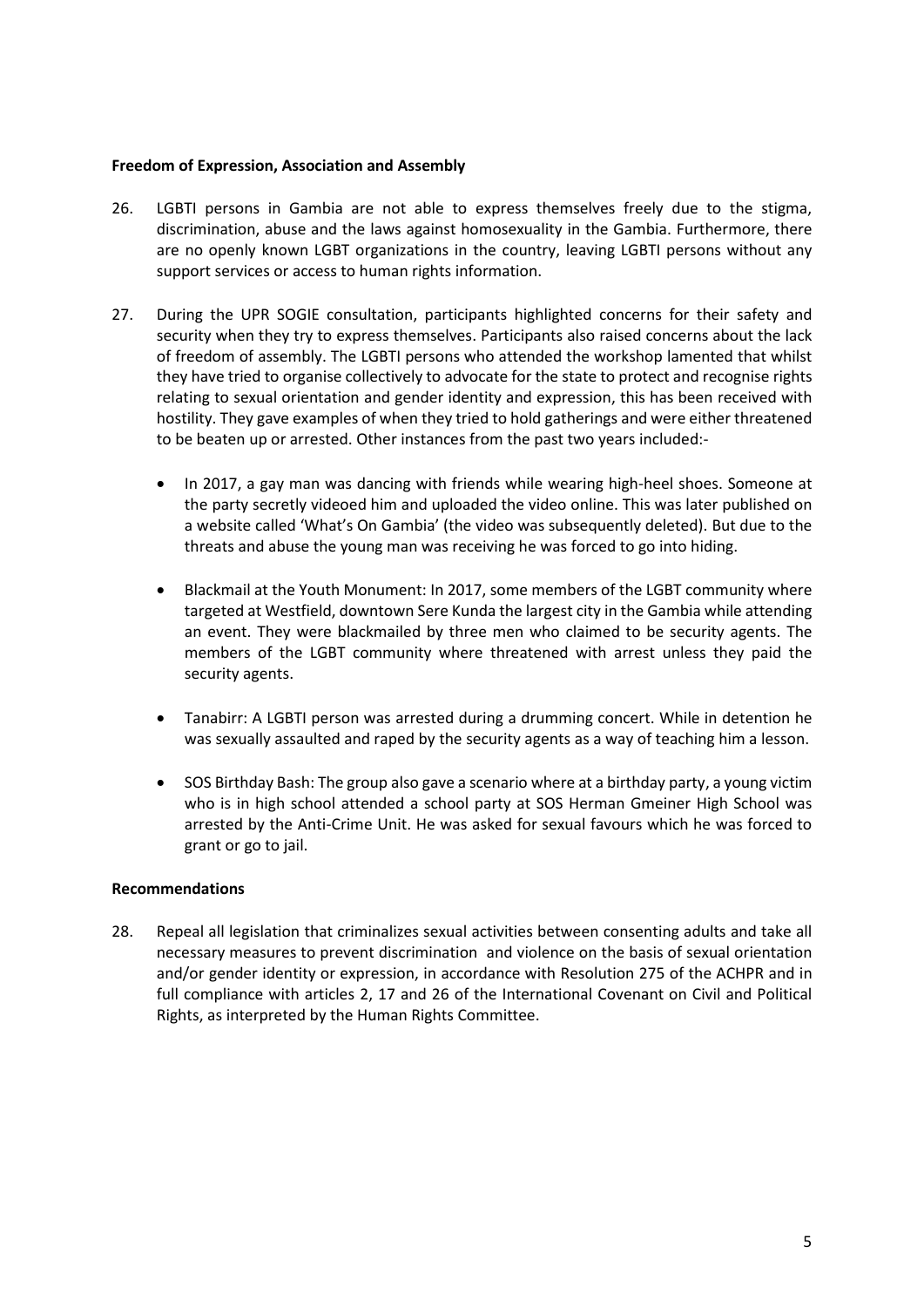**Freedom of Expression, Association and Assembly**

26. LGBTI persons in Gambia are not able to express themselves freely due to the stigma, discrimination, abuse and the laws against homosexuality in the Gambia. Furthermore, there are no openly known LGBT organizations in the country, leaving LGBTI persons without any support services or access to human rights information.

27. During the UPR SOGIE consultation, participants highlighted concerns for their safety and security when they try to express themselves. Participants also raised concerns about the lack of freedom of assembly. The LGBTI persons who attended the workshop lamented that whilst they have tried to organise collectively to advocate for the state to protect and recognise rights relating to sexual orientation and gender identity and expression, this has been received with hostility. They gave examples of when they tried to hold gatherings and were either threatened to be beaten up or arrested. Other instances from the past two years included:-

    - In 2017, a gay man was dancing with friends while wearing high-heel shoes. Someone at the party secretly videoed him and uploaded the video online. This was later published on a website called 'What's On Gambia' (the video was subsequently deleted). But due to the threats and abuse the young man was receiving he was forced to go into hiding.

    - Blackmail at the Youth Monument: In 2017, some members of the LGBT community where targeted at Westfield, downtown Sere Kunda the largest city in the Gambia while attending an event. They were blackmailed by three men who claimed to be security agents. The members of the LGBT community where threatened with arrest unless they paid the security agents.

    - Tanabirr: A LGBTI person was arrested during a drumming concert. While in detention he was sexually assaulted and raped by the security agents as a way of teaching him a lesson.

    - SOS Birthday Bash: The group also gave a scenario where at a birthday party, a young victim who is in high school attended a school party at SOS Herman Gmeiner High School was arrested by the Anti-Crime Unit. He was asked for sexual favours which he was forced to grant or go to jail.

**Recommendations**

28. Repeal all legislation that criminalizes sexual activities between consenting adults and take all necessary measures to prevent discrimination and violence on the basis of sexual orientation and/or gender identity or expression, in accordance with Resolution 275 of the ACHPR and in full compliance with articles 2, 17 and 26 of the International Covenant on Civil and Political Rights, as interpreted by the Human Rights Committee.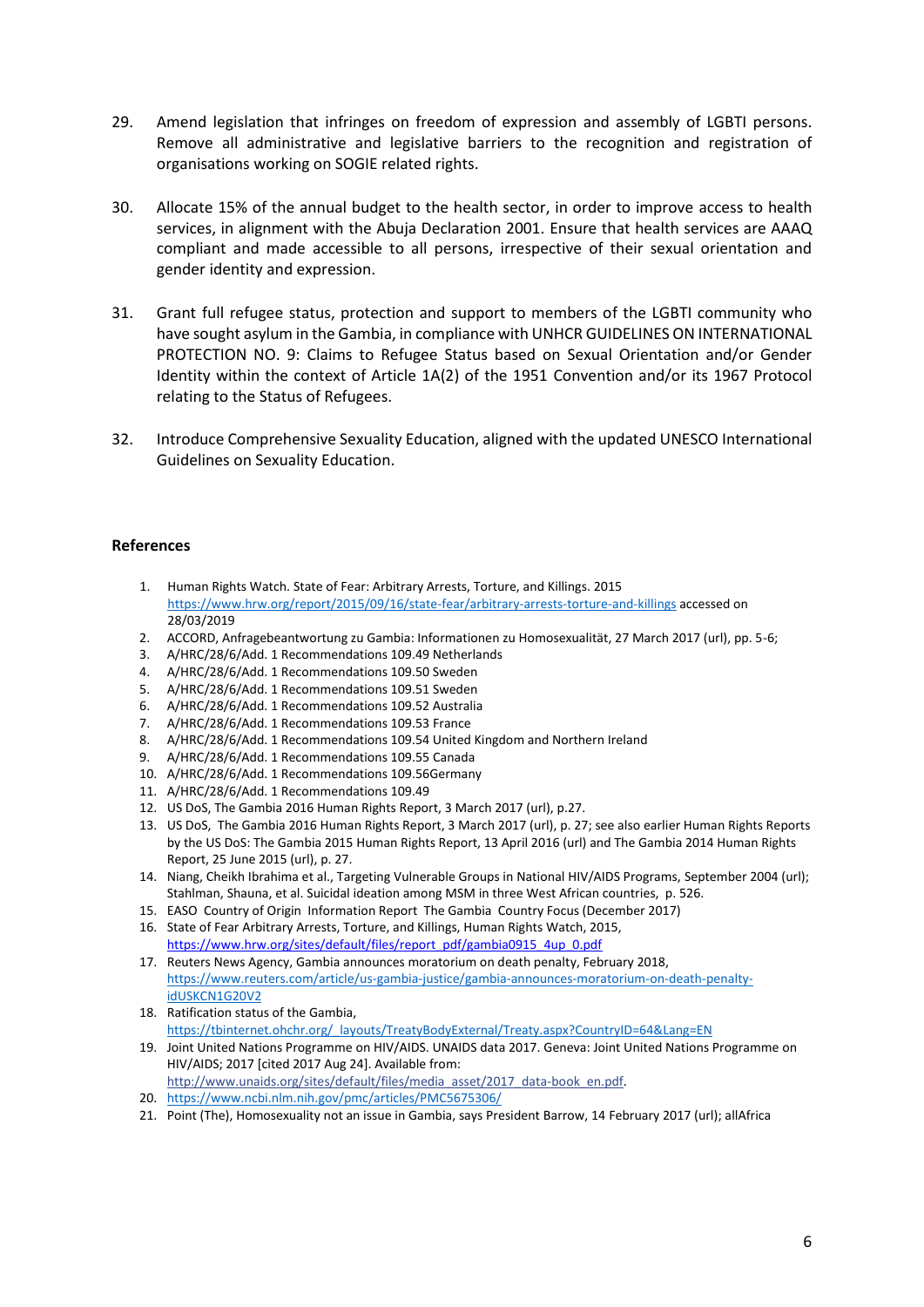29. Amend legislation that infringes on freedom of expression and assembly of LGBTI persons. Remove all administrative and legislative barriers to the recognition and registration of organisations working on SOGIE related rights.

30. Allocate 15% of the annual budget to the health sector, in order to improve access to health services, in alignment with the Abuja Declaration 2001. Ensure that health services are AAAQ compliant and made accessible to all persons, irrespective of their sexual orientation and gender identity and expression.

31. Grant full refugee status, protection and support to members of the LGBTI community who have sought asylum in the Gambia, in compliance with UNHCR GUIDELINES ON INTERNATIONAL PROTECTION NO. 9: Claims to Refugee Status based on Sexual Orientation and/or Gender Identity within the context of Article 1A(2) of the 1951 Convention and/or its 1967 Protocol relating to the Status of Refugees.

32. Introduce Comprehensive Sexuality Education, aligned with the updated UNESCO International Guidelines on Sexuality Education.

**References**

1. Human Rights Watch. State of Fear: Arbitrary Arrests, Torture, and Killings. 2015 https://www.hrw.org/report/2015/09/16/state-fear/arbitrary-arrests-torture-and-killings accessed on 28/03/2019
2. ACCORD, Anfragebeantwortung zu Gambia: Informationen zu Homosexualität, 27 March 2017 (url), pp. 5-6;
3. A/HRC/28/6/Add. 1 Recommendations 109.49 Netherlands
4. A/HRC/28/6/Add. 1 Recommendations 109.50 Sweden
5. A/HRC/28/6/Add. 1 Recommendations 109.51 Sweden
6. A/HRC/28/6/Add. 1 Recommendations 109.52 Australia
7. A/HRC/28/6/Add. 1 Recommendations 109.53 France
8. A/HRC/28/6/Add. 1 Recommendations 109.54 United Kingdom and Northern Ireland
9. A/HRC/28/6/Add. 1 Recommendations 109.55 Canada
10. A/HRC/28/6/Add. 1 Recommendations 109.56Germany
11. A/HRC/28/6/Add. 1 Recommendations 109.49
12. US DoS, The Gambia 2016 Human Rights Report, 3 March 2017 (url), p.27.
13. US DoS, The Gambia 2016 Human Rights Report, 3 March 2017 (url), p. 27; see also earlier Human Rights Reports by the US DoS: The Gambia 2015 Human Rights Report, 13 April 2016 (url) and The Gambia 2014 Human Rights Report, 25 June 2015 (url), p. 27.
14. Niang, Cheikh Ibrahima et al., Targeting Vulnerable Groups in National HIV/AIDS Programs, September 2004 (url); Stahlman, Shauna, et al. Suicidal ideation among MSM in three West African countries, p. 526.
15. EASO Country of Origin Information Report The Gambia Country Focus (December 2017)
16. State of Fear Arbitrary Arrests, Torture, and Killings, Human Rights Watch, 2015, https://www.hrw.org/sites/default/files/report_pdf/gambia0915_4up_0.pdf
17. Reuters News Agency, Gambia announces moratorium on death penalty, February 2018, https://www.reuters.com/article/us-gambia-justice/gambia-announces-moratorium-on-death-penalty-idUSKCN1G20V2
18. Ratification status of the Gambia, https://tbinternet.ohchr.org/_layouts/TreatyBodyExternal/Treaty.aspx?CountryID=64&Lang=EN
19. Joint United Nations Programme on HIV/AIDS. UNAIDS data 2017. Geneva: Joint United Nations Programme on HIV/AIDS; 2017 [cited 2017 Aug 24]. Available from: http://www.unaids.org/sites/default/files/media_asset/2017_data-book_en.pdf.
20. https://www.ncbi.nlm.nih.gov/pmc/articles/PMC5675306/
21. Point (The), Homosexuality not an issue in Gambia, says President Barrow, 14 February 2017 (url); allAfrica